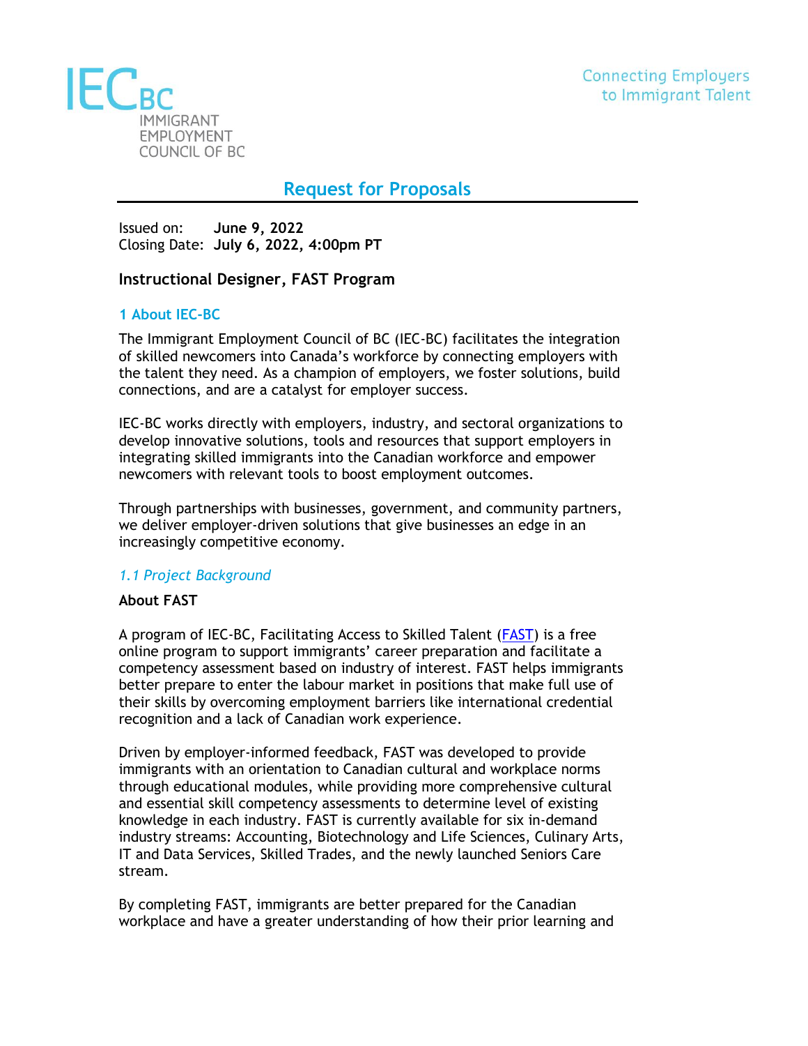IECBC
IMMIGRANT
EMPLOYMENT
COUNCIL OF BC

Connecting Employers
to Immigrant Talent

# Request for Proposals

Issued on: **June 9, 2022**
Closing Date: **July 6, 2022, 4:00pm PT**

### Instructional Designer, FAST Program

## 1 About IEC-BC

The Immigrant Employment Council of BC (IEC-BC) facilitates the integration of skilled newcomers into Canada's workforce by connecting employers with the talent they need. As a champion of employers, we foster solutions, build connections, and are a catalyst for employer success.

IEC-BC works directly with employers, industry, and sectoral organizations to develop innovative solutions, tools and resources that support employers in integrating skilled immigrants into the Canadian workforce and empower newcomers with relevant tools to boost employment outcomes.

Through partnerships with businesses, government, and community partners, we deliver employer-driven solutions that give businesses an edge in an increasingly competitive economy.

### *1.1 Project Background*

**About FAST**

A program of IEC-BC, Facilitating Access to Skilled Talent (FAST) is a free online program to support immigrants' career preparation and facilitate a competency assessment based on industry of interest. FAST helps immigrants better prepare to enter the labour market in positions that make full use of their skills by overcoming employment barriers like international credential recognition and a lack of Canadian work experience.

Driven by employer-informed feedback, FAST was developed to provide immigrants with an orientation to Canadian cultural and workplace norms through educational modules, while providing more comprehensive cultural and essential skill competency assessments to determine level of existing knowledge in each industry. FAST is currently available for six in-demand industry streams: Accounting, Biotechnology and Life Sciences, Culinary Arts, IT and Data Services, Skilled Trades, and the newly launched Seniors Care stream.

By completing FAST, immigrants are better prepared for the Canadian workplace and have a greater understanding of how their prior learning and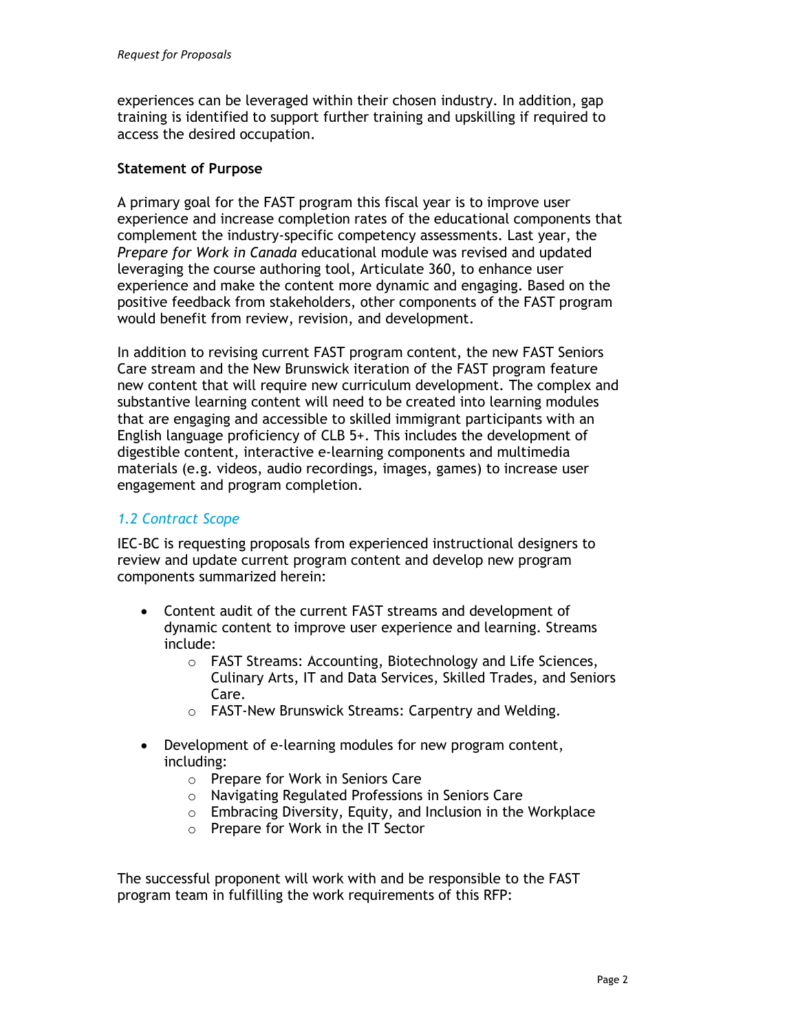experiences can be leveraged within their chosen industry. In addition, gap training is identified to support further training and upskilling if required to access the desired occupation.

**Statement of Purpose**

A primary goal for the FAST program this fiscal year is to improve user experience and increase completion rates of the educational components that complement the industry-specific competency assessments. Last year, the *Prepare for Work in Canada* educational module was revised and updated leveraging the course authoring tool, Articulate 360, to enhance user experience and make the content more dynamic and engaging. Based on the positive feedback from stakeholders, other components of the FAST program would benefit from review, revision, and development.

In addition to revising current FAST program content, the new FAST Seniors Care stream and the New Brunswick iteration of the FAST program feature new content that will require new curriculum development. The complex and substantive learning content will need to be created into learning modules that are engaging and accessible to skilled immigrant participants with an English language proficiency of CLB 5+. This includes the development of digestible content, interactive e-learning components and multimedia materials (e.g. videos, audio recordings, images, games) to increase user engagement and program completion.

### *1.2 Contract Scope*

IEC-BC is requesting proposals from experienced instructional designers to review and update current program content and develop new program components summarized herein:

- Content audit of the current FAST streams and development of dynamic content to improve user experience and learning. Streams include:
  - FAST Streams: Accounting, Biotechnology and Life Sciences, Culinary Arts, IT and Data Services, Skilled Trades, and Seniors Care.
  - FAST-New Brunswick Streams: Carpentry and Welding.

- Development of e-learning modules for new program content, including:
  - Prepare for Work in Seniors Care
  - Navigating Regulated Professions in Seniors Care
  - Embracing Diversity, Equity, and Inclusion in the Workplace
  - Prepare for Work in the IT Sector

The successful proponent will work with and be responsible to the FAST program team in fulfilling the work requirements of this RFP: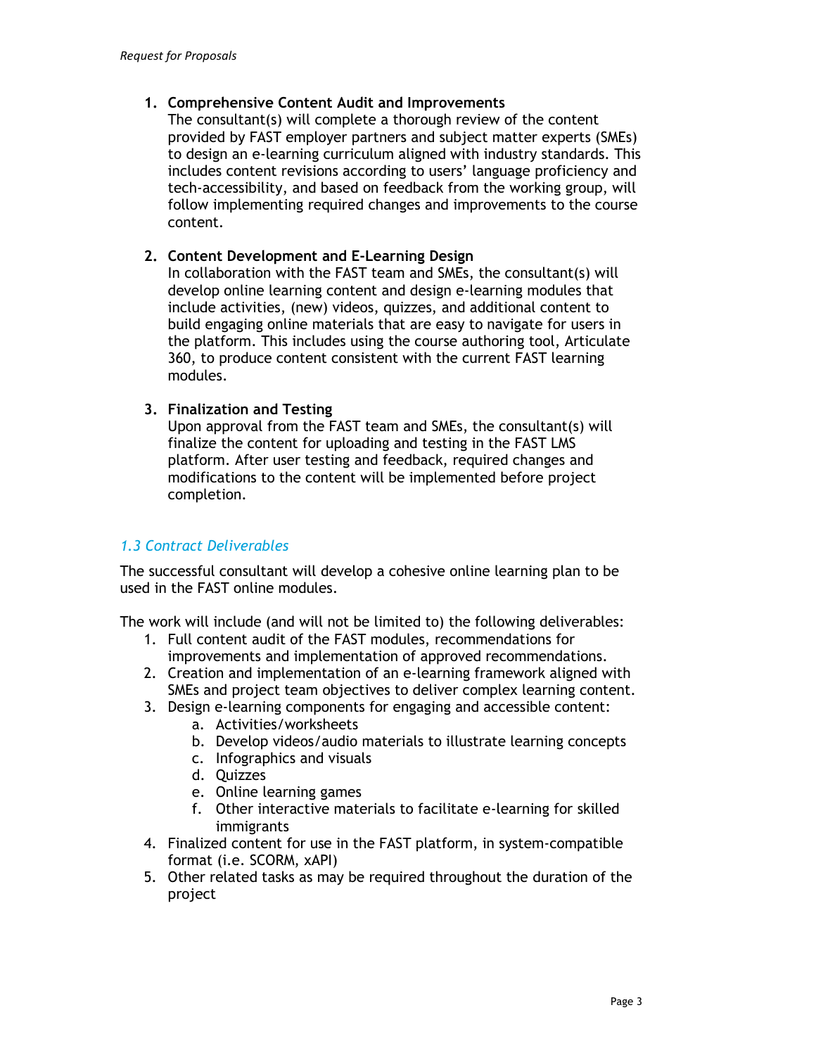1. **Comprehensive Content Audit and Improvements**
   The consultant(s) will complete a thorough review of the content provided by FAST employer partners and subject matter experts (SMEs) to design an e-learning curriculum aligned with industry standards. This includes content revisions according to users' language proficiency and tech-accessibility, and based on feedback from the working group, will follow implementing required changes and improvements to the course content.

2. **Content Development and E-Learning Design**
   In collaboration with the FAST team and SMEs, the consultant(s) will develop online learning content and design e-learning modules that include activities, (new) videos, quizzes, and additional content to build engaging online materials that are easy to navigate for users in the platform. This includes using the course authoring tool, Articulate 360, to produce content consistent with the current FAST learning modules.

3. **Finalization and Testing**
   Upon approval from the FAST team and SMEs, the consultant(s) will finalize the content for uploading and testing in the FAST LMS platform. After user testing and feedback, required changes and modifications to the content will be implemented before project completion.

### *1.3 Contract Deliverables*

The successful consultant will develop a cohesive online learning plan to be used in the FAST online modules.

The work will include (and will not be limited to) the following deliverables:

1. Full content audit of the FAST modules, recommendations for improvements and implementation of approved recommendations.
2. Creation and implementation of an e-learning framework aligned with SMEs and project team objectives to deliver complex learning content.
3. Design e-learning components for engaging and accessible content:
   a. Activities/worksheets
   b. Develop videos/audio materials to illustrate learning concepts
   c. Infographics and visuals
   d. Quizzes
   e. Online learning games
   f. Other interactive materials to facilitate e-learning for skilled immigrants
4. Finalized content for use in the FAST platform, in system-compatible format (i.e. SCORM, xAPI)
5. Other related tasks as may be required throughout the duration of the project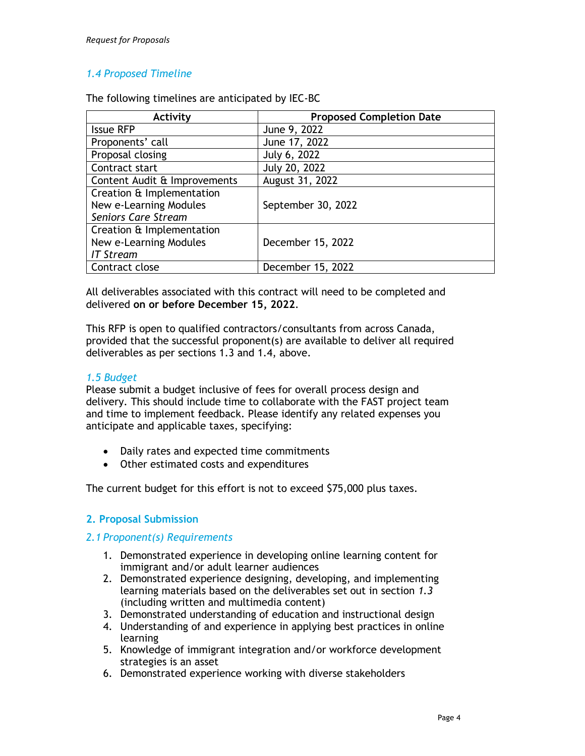### 1.4 Proposed Timeline

The following timelines are anticipated by IEC-BC

| Activity | Proposed Completion Date |
|---|---|
| Issue RFP | June 9, 2022 |
| Proponents' call | June 17, 2022 |
| Proposal closing | July 6, 2022 |
| Contract start | July 20, 2022 |
| Content Audit & Improvements | August 31, 2022 |
| Creation & Implementation New e-Learning Modules *Seniors Care Stream* | September 30, 2022 |
| Creation & Implementation New e-Learning Modules *IT Stream* | December 15, 2022 |
| Contract close | December 15, 2022 |

All deliverables associated with this contract will need to be completed and delivered **on or before December 15, 2022**.

This RFP is open to qualified contractors/consultants from across Canada, provided that the successful proponent(s) are available to deliver all required deliverables as per sections 1.3 and 1.4, above.

### 1.5 Budget

Please submit a budget inclusive of fees for overall process design and delivery. This should include time to collaborate with the FAST project team and time to implement feedback. Please identify any related expenses you anticipate and applicable taxes, specifying:

- Daily rates and expected time commitments
- Other estimated costs and expenditures

The current budget for this effort is not to exceed $75,000 plus taxes.

## 2. Proposal Submission

### 2.1 Proponent(s) Requirements

1. Demonstrated experience in developing online learning content for immigrant and/or adult learner audiences
2. Demonstrated experience designing, developing, and implementing learning materials based on the deliverables set out in section *1.3* (including written and multimedia content)
3. Demonstrated understanding of education and instructional design
4. Understanding of and experience in applying best practices in online learning
5. Knowledge of immigrant integration and/or workforce development strategies is an asset
6. Demonstrated experience working with diverse stakeholders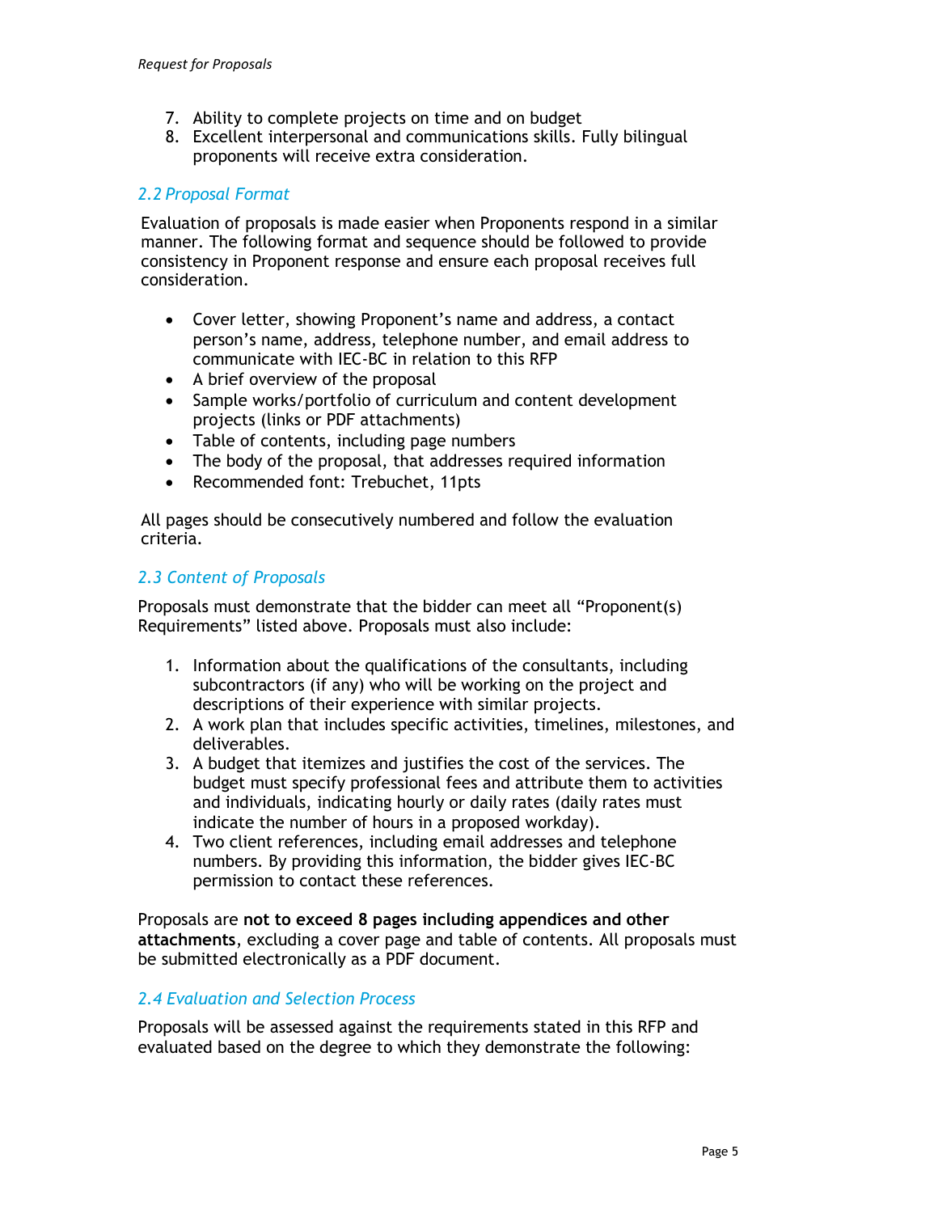7. Ability to complete projects on time and on budget
8. Excellent interpersonal and communications skills. Fully bilingual proponents will receive extra consideration.

### *2.2 Proposal Format*

Evaluation of proposals is made easier when Proponents respond in a similar manner. The following format and sequence should be followed to provide consistency in Proponent response and ensure each proposal receives full consideration.

- Cover letter, showing Proponent's name and address, a contact person's name, address, telephone number, and email address to communicate with IEC-BC in relation to this RFP
- A brief overview of the proposal
- Sample works/portfolio of curriculum and content development projects (links or PDF attachments)
- Table of contents, including page numbers
- The body of the proposal, that addresses required information
- Recommended font: Trebuchet, 11pts

All pages should be consecutively numbered and follow the evaluation criteria.

### *2.3 Content of Proposals*

Proposals must demonstrate that the bidder can meet all "Proponent(s) Requirements" listed above. Proposals must also include:

1. Information about the qualifications of the consultants, including subcontractors (if any) who will be working on the project and descriptions of their experience with similar projects.
2. A work plan that includes specific activities, timelines, milestones, and deliverables.
3. A budget that itemizes and justifies the cost of the services. The budget must specify professional fees and attribute them to activities and individuals, indicating hourly or daily rates (daily rates must indicate the number of hours in a proposed workday).
4. Two client references, including email addresses and telephone numbers. By providing this information, the bidder gives IEC-BC permission to contact these references.

Proposals are **not to exceed 8 pages including appendices and other attachments**, excluding a cover page and table of contents. All proposals must be submitted electronically as a PDF document.

### *2.4 Evaluation and Selection Process*

Proposals will be assessed against the requirements stated in this RFP and evaluated based on the degree to which they demonstrate the following: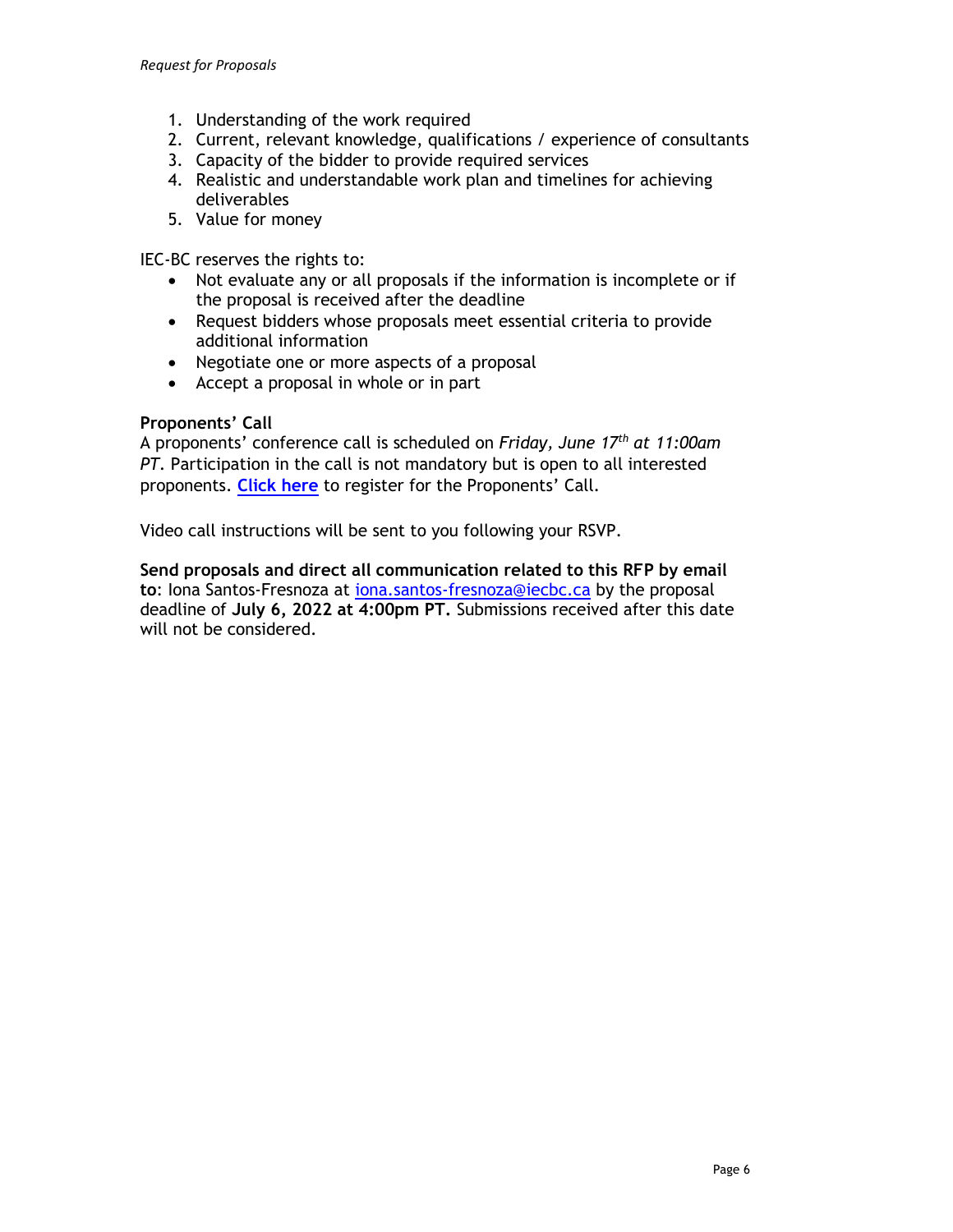1. Understanding of the work required
2. Current, relevant knowledge, qualifications / experience of consultants
3. Capacity of the bidder to provide required services
4. Realistic and understandable work plan and timelines for achieving deliverables
5. Value for money

IEC-BC reserves the rights to:

- Not evaluate any or all proposals if the information is incomplete or if the proposal is received after the deadline
- Request bidders whose proposals meet essential criteria to provide additional information
- Negotiate one or more aspects of a proposal
- Accept a proposal in whole or in part

**Proponents' Call**

A proponents' conference call is scheduled on *Friday, June 17th at 11:00am PT*. Participation in the call is not mandatory but is open to all interested proponents. **Click here** to register for the Proponents' Call.

Video call instructions will be sent to you following your RSVP.

**Send proposals and direct all communication related to this RFP by email to**: Iona Santos-Fresnoza at iona.santos-fresnoza@iecbc.ca by the proposal deadline of **July 6, 2022 at 4:00pm PT.** Submissions received after this date will not be considered.